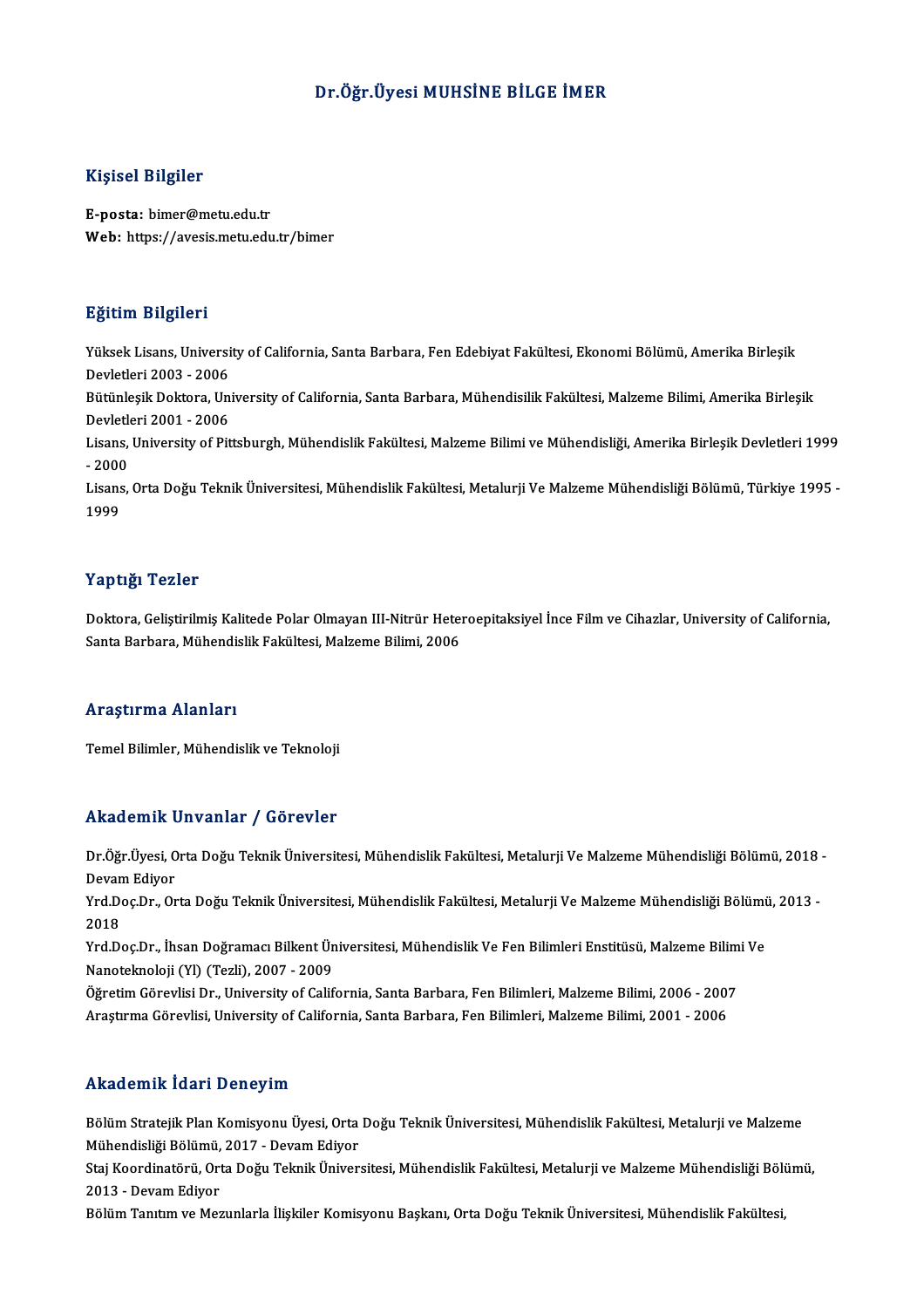# Dr.Öğr.Üyesi MUHSİNE BİLGE İMER

## Kişisel Bilgiler

**E-posta:** bimer@metu.edu.tr
**Web:** https://avesis.metu.edu.tr/bimer

## Eğitim Bilgileri

Yüksek Lisans, University of California, Santa Barbara, Fen Edebiyat Fakültesi, Ekonomi Bölümü, Amerika Birleşik Devletleri 2003 - 2006

Bütünleşik Doktora, University of California, Santa Barbara, Mühendisilik Fakültesi, Malzeme Bilimi, Amerika Birleşik Devletleri 2001 - 2006

Lisans, University of Pittsburgh, Mühendislik Fakültesi, Malzeme Bilimi ve Mühendisliği, Amerika Birleşik Devletleri 1999 - 2000

Lisans, Orta Doğu Teknik Üniversitesi, Mühendislik Fakültesi, Metalurji Ve Malzeme Mühendisliği Bölümü, Türkiye 1995 - 1999

## Yaptığı Tezler

Doktora, Geliştirilmiş Kalitede Polar Olmayan III-Nitrür Heteroepitaksiyel İnce Film ve Cihazlar, University of California, Santa Barbara, Mühendislik Fakültesi, Malzeme Bilimi, 2006

## Araştırma Alanları

Temel Bilimler, Mühendislik ve Teknoloji

## Akademik Unvanlar / Görevler

Dr.Öğr.Üyesi, Orta Doğu Teknik Üniversitesi, Mühendislik Fakültesi, Metalurji Ve Malzeme Mühendisliği Bölümü, 2018 - Devam Ediyor

Yrd.Doç.Dr., Orta Doğu Teknik Üniversitesi, Mühendislik Fakültesi, Metalurji Ve Malzeme Mühendisliği Bölümü, 2013 - 2018

Yrd.Doç.Dr., İhsan Doğramacı Bilkent Üniversitesi, Mühendislik Ve Fen Bilimleri Enstitüsü, Malzeme Bilimi Ve Nanoteknoloji (Yl) (Tezli), 2007 - 2009

Öğretim Görevlisi Dr., University of California, Santa Barbara, Fen Bilimleri, Malzeme Bilimi, 2006 - 2007

Araştırma Görevlisi, University of California, Santa Barbara, Fen Bilimleri, Malzeme Bilimi, 2001 - 2006

## Akademik İdari Deneyim

Bölüm Stratejik Plan Komisyonu Üyesi, Orta Doğu Teknik Üniversitesi, Mühendislik Fakültesi, Metalurji ve Malzeme Mühendisliği Bölümü, 2017 - Devam Ediyor

Staj Koordinatörü, Orta Doğu Teknik Üniversitesi, Mühendislik Fakültesi, Metalurji ve Malzeme Mühendisliği Bölümü, 2013 - Devam Ediyor

Bölüm Tanıtım ve Mezunlarla İlişkiler Komisyonu Başkanı, Orta Doğu Teknik Üniversitesi, Mühendislik Fakültesi,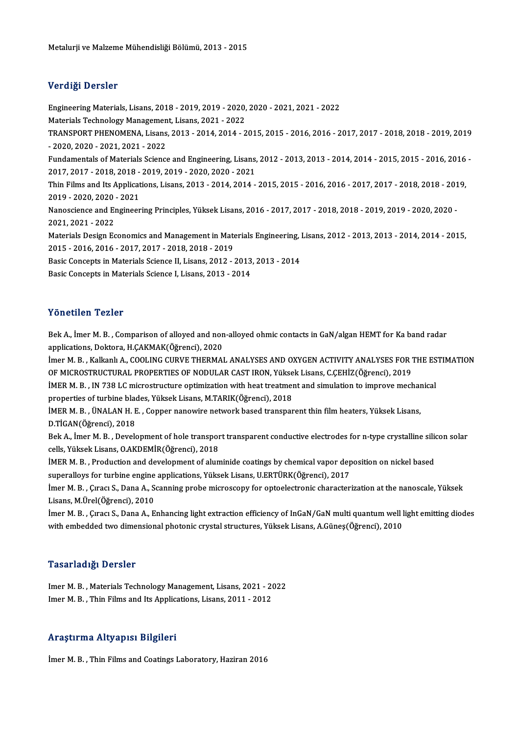Metalurji ve Malzeme Mühendisliği Bölümü, 2013 - 2015

## Verdiği Dersler

Engineering Materials, Lisans, 2018 - 2019, 2019 - 2020, 2020 - 2021, 2021 - 2022
Materials Technology Management, Lisans, 2021 - 2022
TRANSPORT PHENOMENA, Lisans, 2013 - 2014, 2014 - 2015, 2015 - 2016, 2016 - 2017, 2017 - 2018, 2018 - 2019, 2019 - 2020, 2020 - 2021, 2021 - 2022
Fundamentals of Materials Science and Engineering, Lisans, 2012 - 2013, 2013 - 2014, 2014 - 2015, 2015 - 2016, 2016 - 2017, 2017 - 2018, 2018 - 2019, 2019 - 2020, 2020 - 2021
Thin Films and Its Applications, Lisans, 2013 - 2014, 2014 - 2015, 2015 - 2016, 2016 - 2017, 2017 - 2018, 2018 - 2019, 2019 - 2020, 2020 - 2021
Nanoscience and Engineering Principles, Yüksek Lisans, 2016 - 2017, 2017 - 2018, 2018 - 2019, 2019 - 2020, 2020 - 2021, 2021 - 2022
Materials Design Economics and Management in Materials Engineering, Lisans, 2012 - 2013, 2013 - 2014, 2014 - 2015, 2015 - 2016, 2016 - 2017, 2017 - 2018, 2018 - 2019
Basic Concepts in Materials Science II, Lisans, 2012 - 2013, 2013 - 2014
Basic Concepts in Materials Science I, Lisans, 2013 - 2014

## Yönetilen Tezler

Bek A., İmer M. B. , Comparison of alloyed and non-alloyed ohmic contacts in GaN/algan HEMT for Ka band radar applications, Doktora, H.ÇAKMAK(Öğrenci), 2020
İmer M. B. , Kalkanlı A., COOLING CURVE THERMAL ANALYSES AND OXYGEN ACTIVITY ANALYSES FOR THE ESTIMATION OF MICROSTRUCTURAL PROPERTIES OF NODULAR CAST IRON, Yüksek Lisans, C.ÇEHİZ(Öğrenci), 2019
İMER M. B. , IN 738 LC microstructure optimization with heat treatment and simulation to improve mechanical properties of turbine blades, Yüksek Lisans, M.TARIK(Öğrenci), 2018
İMER M. B. , ÜNALAN H. E. , Copper nanowire network based transparent thin film heaters, Yüksek Lisans, D.TİGAN(Öğrenci), 2018
Bek A., İmer M. B. , Development of hole transport transparent conductive electrodes for n-type crystalline silicon solar cells, Yüksek Lisans, O.AKDEMİR(Öğrenci), 2018
İMER M. B. , Production and development of aluminide coatings by chemical vapor deposition on nickel based superalloys for turbine engine applications, Yüksek Lisans, U.ERTÜRK(Öğrenci), 2017
İmer M. B. , Çıracı S., Dana A., Scanning probe microscopy for optoelectronic characterization at the nanoscale, Yüksek Lisans, M.Ürel(Öğrenci), 2010
İmer M. B. , Çıracı S., Dana A., Enhancing light extraction efficiency of InGaN/GaN multi quantum well light emitting diodes with embedded two dimensional photonic crystal structures, Yüksek Lisans, A.Güneş(Öğrenci), 2010

## Tasarladığı Dersler

Imer M. B. , Materials Technology Management, Lisans, 2021 - 2022
Imer M. B. , Thin Films and Its Applications, Lisans, 2011 - 2012

## Araştırma Altyapısı Bilgileri

İmer M. B. , Thin Films and Coatings Laboratory, Haziran 2016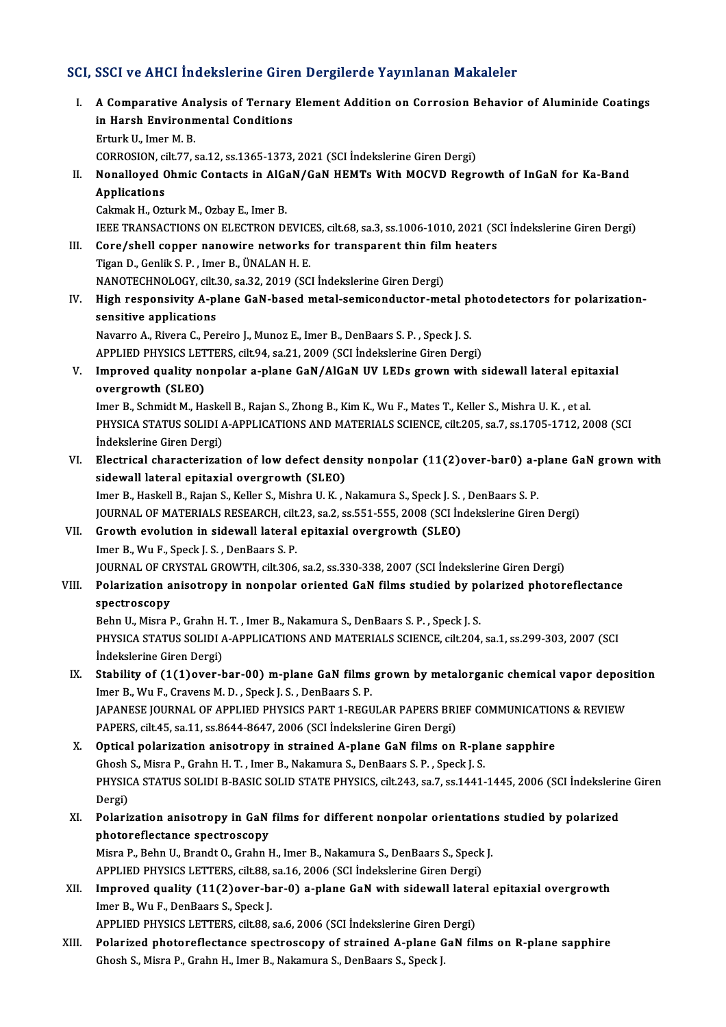## SCI, SSCI ve AHCI İndekslerine Giren Dergilerde Yayınlanan Makaleler

I. **A Comparative Analysis of Ternary Element Addition on Corrosion Behavior of Aluminide Coatings in Harsh Environmental Conditions**
Erturk U., Imer M. B.
CORROSION, cilt.77, sa.12, ss.1365-1373, 2021 (SCI İndekslerine Giren Dergi)

II. **Nonalloyed Ohmic Contacts in AlGaN/GaN HEMTs With MOCVD Regrowth of InGaN for Ka-Band Applications**
Cakmak H., Ozturk M., Ozbay E., Imer B.
IEEE TRANSACTIONS ON ELECTRON DEVICES, cilt.68, sa.3, ss.1006-1010, 2021 (SCI İndekslerine Giren Dergi)

III. **Core/shell copper nanowire networks for transparent thin film heaters**
Tigan D., Genlik S. P. , Imer B., ÜNALAN H. E.
NANOTECHNOLOGY, cilt.30, sa.32, 2019 (SCI İndekslerine Giren Dergi)

IV. **High responsivity A-plane GaN-based metal-semiconductor-metal photodetectors for polarization-sensitive applications**
Navarro A., Rivera C., Pereiro J., Munoz E., Imer B., DenBaars S. P. , Speck J. S.
APPLIED PHYSICS LETTERS, cilt.94, sa.21, 2009 (SCI İndekslerine Giren Dergi)

V. **Improved quality nonpolar a-plane GaN/AlGaN UV LEDs grown with sidewall lateral epitaxial overgrowth (SLEO)**
Imer B., Schmidt M., Haskell B., Rajan S., Zhong B., Kim K., Wu F., Mates T., Keller S., Mishra U. K. , et al.
PHYSICA STATUS SOLIDI A-APPLICATIONS AND MATERIALS SCIENCE, cilt.205, sa.7, ss.1705-1712, 2008 (SCI İndekslerine Giren Dergi)

VI. **Electrical characterization of low defect density nonpolar (11(2)over-bar0) a-plane GaN grown with sidewall lateral epitaxial overgrowth (SLEO)**
Imer B., Haskell B., Rajan S., Keller S., Mishra U. K. , Nakamura S., Speck J. S. , DenBaars S. P.
JOURNAL OF MATERIALS RESEARCH, cilt.23, sa.2, ss.551-555, 2008 (SCI İndekslerine Giren Dergi)

VII. **Growth evolution in sidewall lateral epitaxial overgrowth (SLEO)**
Imer B., Wu F., Speck J. S. , DenBaars S. P.
JOURNAL OF CRYSTAL GROWTH, cilt.306, sa.2, ss.330-338, 2007 (SCI İndekslerine Giren Dergi)

VIII. **Polarization anisotropy in nonpolar oriented GaN films studied by polarized photoreflectance spectroscopy**
Behn U., Misra P., Grahn H. T. , Imer B., Nakamura S., DenBaars S. P. , Speck J. S.
PHYSICA STATUS SOLIDI A-APPLICATIONS AND MATERIALS SCIENCE, cilt.204, sa.1, ss.299-303, 2007 (SCI İndekslerine Giren Dergi)

IX. **Stability of (1(1)over-bar-00) m-plane GaN films grown by metalorganic chemical vapor deposition**
Imer B., Wu F., Cravens M. D. , Speck J. S. , DenBaars S. P.
JAPANESE JOURNAL OF APPLIED PHYSICS PART 1-REGULAR PAPERS BRIEF COMMUNICATIONS & REVIEW PAPERS, cilt.45, sa.11, ss.8644-8647, 2006 (SCI İndekslerine Giren Dergi)

X. **Optical polarization anisotropy in strained A-plane GaN films on R-plane sapphire**
Ghosh S., Misra P., Grahn H. T. , Imer B., Nakamura S., DenBaars S. P. , Speck J. S.
PHYSICA STATUS SOLIDI B-BASIC SOLID STATE PHYSICS, cilt.243, sa.7, ss.1441-1445, 2006 (SCI İndekslerine Giren Dergi)

XI. **Polarization anisotropy in GaN films for different nonpolar orientations studied by polarized photoreflectance spectroscopy**
Misra P., Behn U., Brandt O., Grahn H., Imer B., Nakamura S., DenBaars S., Speck J.
APPLIED PHYSICS LETTERS, cilt.88, sa.16, 2006 (SCI İndekslerine Giren Dergi)

XII. **Improved quality (11(2)over-bar-0) a-plane GaN with sidewall lateral epitaxial overgrowth**
Imer B., Wu F., DenBaars S., Speck J.
APPLIED PHYSICS LETTERS, cilt.88, sa.6, 2006 (SCI İndekslerine Giren Dergi)

XIII. **Polarized photoreflectance spectroscopy of strained A-plane GaN films on R-plane sapphire**
Ghosh S., Misra P., Grahn H., Imer B., Nakamura S., DenBaars S., Speck J.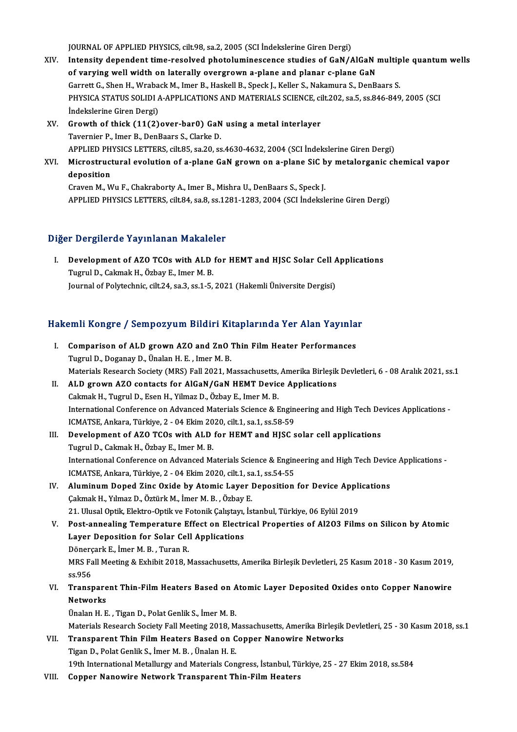JOURNAL OF APPLIED PHYSICS, cilt.98, sa.2, 2005 (SCI İndekslerine Giren Dergi)

XIV. **Intensity dependent time-resolved photoluminescence studies of GaN/AlGaN multiple quantum wells of varying well width on laterally overgrown a-plane and planar c-plane GaN**
Garrett G., Shen H., Wraback M., Imer B., Haskell B., Speck J., Keller S., Nakamura S., DenBaars S.
PHYSICA STATUS SOLIDI A-APPLICATIONS AND MATERIALS SCIENCE, cilt.202, sa.5, ss.846-849, 2005 (SCI İndekslerine Giren Dergi)

XV. **Growth of thick (11(2)over-bar0) GaN using a metal interlayer**
Tavernier P., Imer B., DenBaars S., Clarke D.
APPLIED PHYSICS LETTERS, cilt.85, sa.20, ss.4630-4632, 2004 (SCI İndekslerine Giren Dergi)

XVI. **Microstructural evolution of a-plane GaN grown on a-plane SiC by metalorganic chemical vapor deposition**
Craven M., Wu F., Chakraborty A., Imer B., Mishra U., DenBaars S., Speck J.
APPLIED PHYSICS LETTERS, cilt.84, sa.8, ss.1281-1283, 2004 (SCI İndekslerine Giren Dergi)

## Diğer Dergilerde Yayınlanan Makaleler

I. **Development of AZO TCOs with ALD for HEMT and HJSC Solar Cell Applications**
Tugrul D., Cakmak H., Özbay E., Imer M. B.
Journal of Polytechnic, cilt.24, sa.3, ss.1-5, 2021 (Hakemli Üniversite Dergisi)

## Hakemli Kongre / Sempozyum Bildiri Kitaplarında Yer Alan Yayınlar

I. **Comparison of ALD grown AZO and ZnO Thin Film Heater Performances**
Tugrul D., Doganay D., Ünalan H. E. , Imer M. B.
Materials Research Society (MRS) Fall 2021, Massachusetts, Amerika Birleşik Devletleri, 6 - 08 Aralık 2021, ss.1

II. **ALD grown AZO contacts for AlGaN/GaN HEMT Device Applications**
Cakmak H., Tugrul D., Esen H., Yilmaz D., Özbay E., Imer M. B.
International Conference on Advanced Materials Science & Engineering and High Tech Devices Applications - ICMATSE, Ankara, Türkiye, 2 - 04 Ekim 2020, cilt.1, sa.1, ss.58-59

III. **Development of AZO TCOs with ALD for HEMT and HJSC solar cell applications**
Tugrul D., Cakmak H., Özbay E., Imer M. B.
International Conference on Advanced Materials Science & Engineering and High Tech Device Applications - ICMATSE, Ankara, Türkiye, 2 - 04 Ekim 2020, cilt.1, sa.1, ss.54-55

IV. **Aluminum Doped Zinc Oxide by Atomic Layer Deposition for Device Applications**
Çakmak H., Yılmaz D., Öztürk M., İmer M. B. , Özbay E.
21. Ulusal Optik, Elektro-Optik ve Fotonik Çalıştayı, İstanbul, Türkiye, 06 Eylül 2019

V. **Post-annealing Temperature Effect on Electrical Properties of Al2O3 Films on Silicon by Atomic Layer Deposition for Solar Cell Applications**
Dönerçark E., İmer M. B. , Turan R.
MRS Fall Meeting & Exhibit 2018, Massachusetts, Amerika Birleşik Devletleri, 25 Kasım 2018 - 30 Kasım 2019, ss.956

VI. **Transparent Thin-Film Heaters Based on Atomic Layer Deposited Oxides onto Copper Nanowire Networks**
Ünalan H. E. , Tigan D., Polat Genlik S., İmer M. B.
Materials Research Society Fall Meeting 2018, Massachusetts, Amerika Birleşik Devletleri, 25 - 30 Kasım 2018, ss.1

VII. **Transparent Thin Film Heaters Based on Copper Nanowire Networks**
Tigan D., Polat Genlik S., İmer M. B. , Ünalan H. E.
19th International Metallurgy and Materials Congress, İstanbul, Türkiye, 25 - 27 Ekim 2018, ss.584

VIII. **Copper Nanowire Network Transparent Thin-Film Heaters**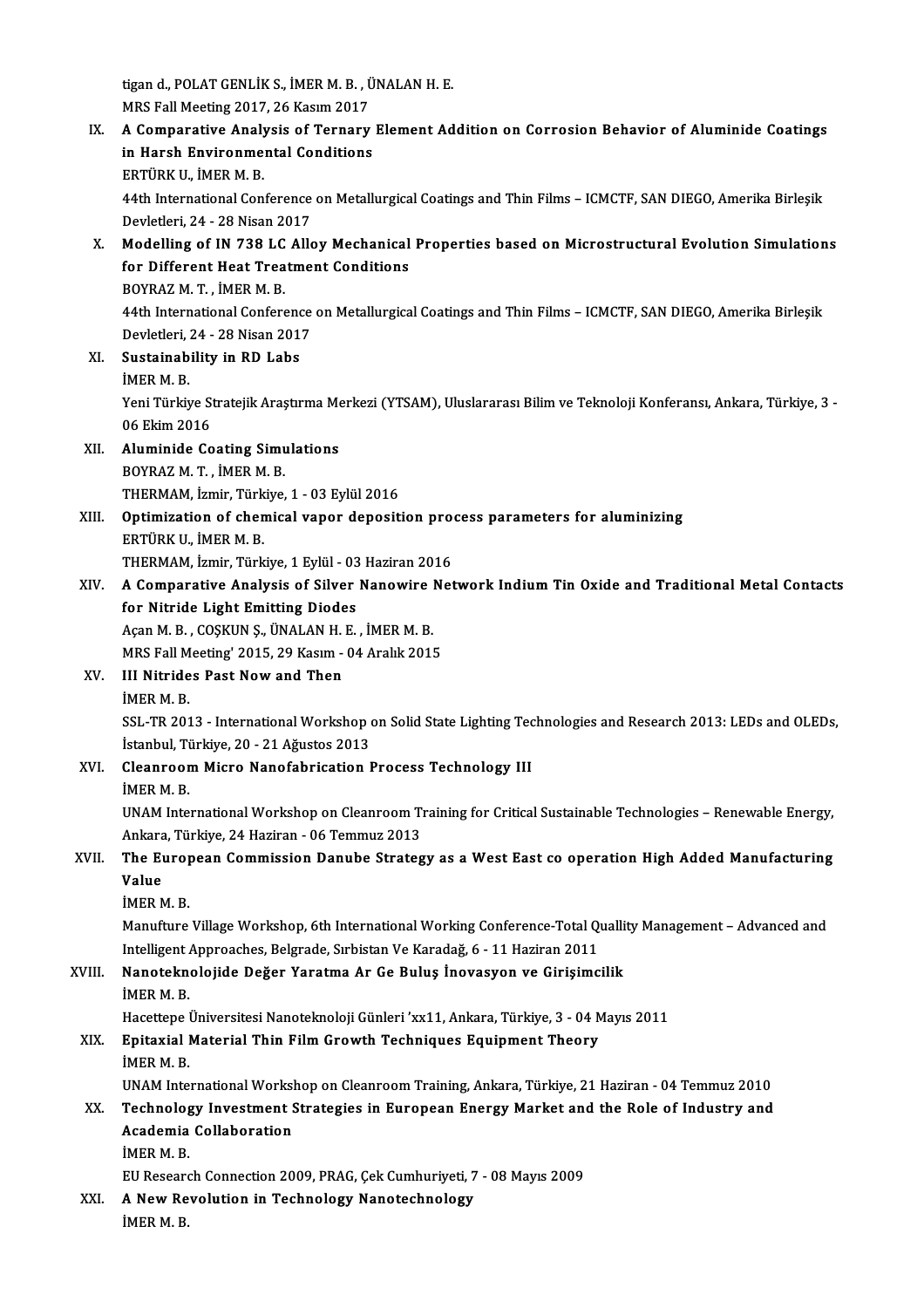tigan d., POLAT GENLİK S., İMER M. B. , ÜNALAN H. E.
MRS Fall Meeting 2017, 26 Kasım 2017

IX. **A Comparative Analysis of Ternary Element Addition on Corrosion Behavior of Aluminide Coatings in Harsh Environmental Conditions**
ERTÜRK U., İMER M. B.
44th International Conference on Metallurgical Coatings and Thin Films – ICMCTF, SAN DIEGO, Amerika Birleşik Devletleri, 24 - 28 Nisan 2017

X. **Modelling of IN 738 LC Alloy Mechanical Properties based on Microstructural Evolution Simulations for Different Heat Treatment Conditions**
BOYRAZ M. T. , İMER M. B.
44th International Conference on Metallurgical Coatings and Thin Films – ICMCTF, SAN DIEGO, Amerika Birleşik Devletleri, 24 - 28 Nisan 2017

XI. **Sustainability in RD Labs**
İMER M. B.
Yeni Türkiye Stratejik Araştırma Merkezi (YTSAM), Uluslararası Bilim ve Teknoloji Konferansı, Ankara, Türkiye, 3 - 06 Ekim 2016

XII. **Aluminide Coating Simulations**
BOYRAZ M. T. , İMER M. B.
THERMAM, İzmir, Türkiye, 1 - 03 Eylül 2016

XIII. **Optimization of chemical vapor deposition process parameters for aluminizing**
ERTÜRK U., İMER M. B.
THERMAM, İzmir, Türkiye, 1 Eylül - 03 Haziran 2016

XIV. **A Comparative Analysis of Silver Nanowire Network Indium Tin Oxide and Traditional Metal Contacts for Nitride Light Emitting Diodes**
Açan M. B. , COŞKUN Ş., ÜNALAN H. E. , İMER M. B.
MRS Fall Meeting' 2015, 29 Kasım - 04 Aralık 2015

XV. **III Nitrides Past Now and Then**
İMER M. B.
SSL-TR 2013 - International Workshop on Solid State Lighting Technologies and Research 2013: LEDs and OLEDs, İstanbul, Türkiye, 20 - 21 Ağustos 2013

XVI. **Cleanroom Micro Nanofabrication Process Technology III**
İMER M. B.
UNAM International Workshop on Cleanroom Training for Critical Sustainable Technologies – Renewable Energy, Ankara, Türkiye, 24 Haziran - 06 Temmuz 2013

XVII. **The European Commission Danube Strategy as a West East co operation High Added Manufacturing Value**
İMER M. B.
Manufture Village Workshop, 6th International Working Conference-Total Quality Management – Advanced and Intelligent Approaches, Belgrade, Sırbistan Ve Karadağ, 6 - 11 Haziran 2011

XVIII. **Nanoteknolojide Değer Yaratma Ar Ge Buluş İnovasyon ve Girişimcilik**
İMER M. B.
Hacettepe Üniversitesi Nanoteknoloji Günleri 'xx11, Ankara, Türkiye, 3 - 04 Mayıs 2011

XIX. **Epitaxial Material Thin Film Growth Techniques Equipment Theory**
İMER M. B.
UNAM International Workshop on Cleanroom Training, Ankara, Türkiye, 21 Haziran - 04 Temmuz 2010

XX. **Technology Investment Strategies in European Energy Market and the Role of Industry and Academia Collaboration**
İMER M. B.
EU Research Connection 2009, PRAG, Çek Cumhuriyeti, 7 - 08 Mayıs 2009

XXI. **A New Revolution in Technology Nanotechnology**
İMER M. B.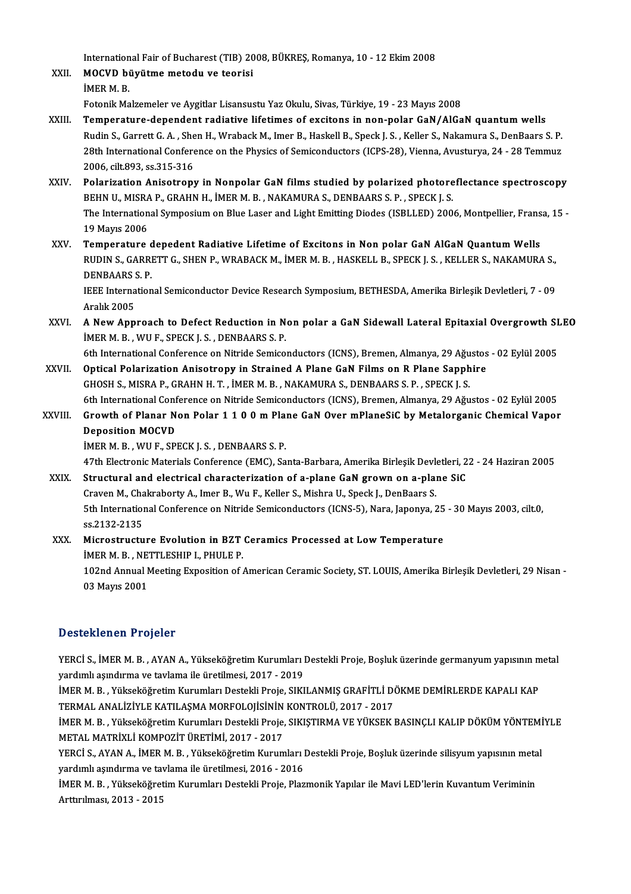International Fair of Bucharest (TIB) 2008, BÜKREŞ, Romanya, 10 - 12 Ekim 2008

XXII. **MOCVD büyütme metodu ve teorisi**
İMER M. B.
Fotonik Malzemeler ve Aygitlar Lisansustu Yaz Okulu, Sivas, Türkiye, 19 - 23 Mayıs 2008

XXIII. **Temperature-dependent radiative lifetimes of excitons in non-polar GaN/AlGaN quantum wells**
Rudin S., Garrett G. A. , Shen H., Wraback M., Imer B., Haskell B., Speck J. S. , Keller S., Nakamura S., DenBaars S. P.
28th International Conference on the Physics of Semiconductors (ICPS-28), Vienna, Avusturya, 24 - 28 Temmuz 2006, cilt.893, ss.315-316

XXIV. **Polarization Anisotropy in Nonpolar GaN films studied by polarized photoreflectance spectroscopy**
BEHN U., MISRA P., GRAHN H., İMER M. B. , NAKAMURA S., DENBAARS S. P. , SPECK J. S.
The International Symposium on Blue Laser and Light Emitting Diodes (ISBLLED) 2006, Montpellier, Fransa, 15 - 19 Mayıs 2006

XXV. **Temperature depedent Radiative Lifetime of Excitons in Non polar GaN AlGaN Quantum Wells**
RUDIN S., GARRETT G., SHEN P., WRABACK M., İMER M. B. , HASKELL B., SPECK J. S. , KELLER S., NAKAMURA S., DENBAARS S. P.
IEEE International Semiconductor Device Research Symposium, BETHESDA, Amerika Birleşik Devletleri, 7 - 09 Aralık 2005

XXVI. **A New Approach to Defect Reduction in Non polar a GaN Sidewall Lateral Epitaxial Overgrowth SLEO**
İMER M. B. , WU F., SPECK J. S. , DENBAARS S. P.
6th International Conference on Nitride Semiconductors (ICNS), Bremen, Almanya, 29 Ağustos - 02 Eylül 2005

XXVII. **Optical Polarization Anisotropy in Strained A Plane GaN Films on R Plane Sapphire**
GHOSH S., MISRA P., GRAHN H. T. , İMER M. B. , NAKAMURA S., DENBAARS S. P. , SPECK J. S.
6th International Conference on Nitride Semiconductors (ICNS), Bremen, Almanya, 29 Ağustos - 02 Eylül 2005

XXVIII. **Growth of Planar Non Polar 1 1 0 0 m Plane GaN Over mPlaneSiC by Metalorganic Chemical Vapor Deposition MOCVD**
İMER M. B. , WU F., SPECK J. S. , DENBAARS S. P.
47th Electronic Materials Conference (EMC), Santa-Barbara, Amerika Birleşik Devletleri, 22 - 24 Haziran 2005

XXIX. **Structural and electrical characterization of a-plane GaN grown on a-plane SiC**
Craven M., Chakraborty A., Imer B., Wu F., Keller S., Mishra U., Speck J., DenBaars S.
5th International Conference on Nitride Semiconductors (ICNS-5), Nara, Japonya, 25 - 30 Mayıs 2003, cilt.0, ss.2132-2135

XXX. **Microstructure Evolution in BZT Ceramics Processed at Low Temperature**
İMER M. B. , NETTLESHIP I., PHULE P.
102nd Annual Meeting Exposition of American Ceramic Society, ST. LOUIS, Amerika Birleşik Devletleri, 29 Nisan - 03 Mayıs 2001

## Desteklenen Projeler

YERCİ S., İMER M. B. , AYAN A., Yükseköğretim Kurumları Destekli Proje, Boşluk üzerinde germanyum yapısının metal yardımlı aşındırma ve tavlama ile üretilmesi, 2017 - 2019

İMER M. B. , Yükseköğretim Kurumları Destekli Proje, SIKILANMIŞ GRAFİTLİ DÖKME DEMİRLERDE KAPALI KAP TERMAL ANALİZİYLE KATILAŞMA MORFOLOJİSİNİN KONTROLÜ, 2017 - 2017

İMER M. B. , Yükseköğretim Kurumları Destekli Proje, SIKIŞTIRMA VE YÜKSEK BASINÇLI KALIP DÖKÜM YÖNTEMİYLE METAL MATRİXLİ KOMPOZİT ÜRETİMİ, 2017 - 2017

YERCİ S., AYAN A., İMER M. B. , Yükseköğretim Kurumları Destekli Proje, Boşluk üzerinde silisyum yapısının metal yardımlı aşındırma ve tavlama ile üretilmesi, 2016 - 2016

İMER M. B. , Yükseköğretim Kurumları Destekli Proje, Plazmonik Yapılar ile Mavi LED'lerin Kuvantum Veriminin Arttırılması, 2013 - 2015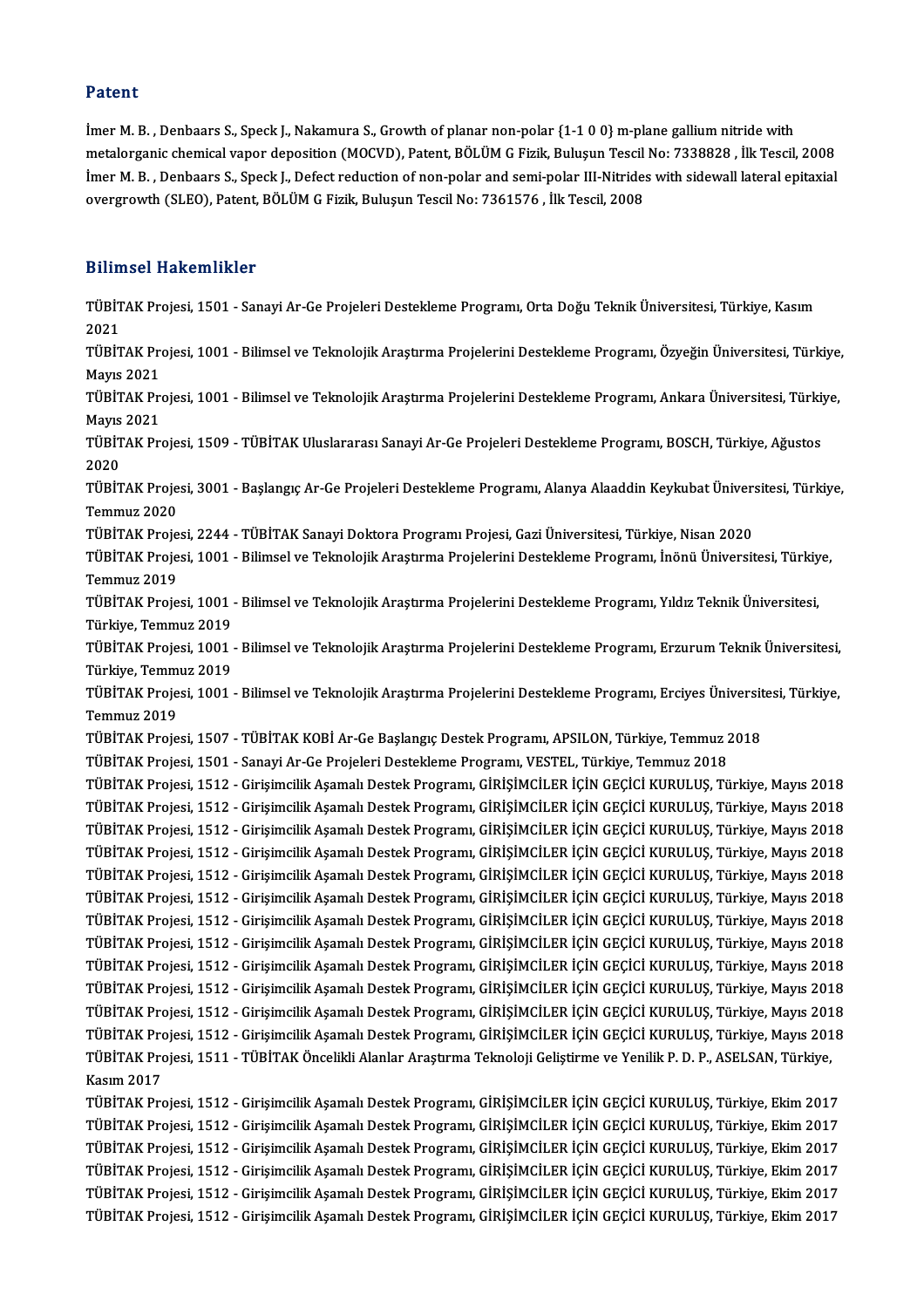## Patent

İmer M. B. , Denbaars S., Speck J., Nakamura S., Growth of planar non-polar {1-1 0 0} m-plane gallium nitride with metalorganic chemical vapor deposition (MOCVD), Patent, BÖLÜM G Fizik, Buluşun Tescil No: 7338828 , İlk Tescil, 2008

İmer M. B. , Denbaars S., Speck J., Defect reduction of non-polar and semi-polar III-Nitrides with sidewall lateral epitaxial overgrowth (SLEO), Patent, BÖLÜM G Fizik, Buluşun Tescil No: 7361576 , İlk Tescil, 2008

## Bilimsel Hakemlikler

TÜBİTAK Projesi, 1501 - Sanayi Ar-Ge Projeleri Destekleme Programı, Orta Doğu Teknik Üniversitesi, Türkiye, Kasım 2021

TÜBİTAK Projesi, 1001 - Bilimsel ve Teknolojik Araştırma Projelerini Destekleme Programı, Özyeğin Üniversitesi, Türkiye, Mayıs 2021

TÜBİTAK Projesi, 1001 - Bilimsel ve Teknolojik Araştırma Projelerini Destekleme Programı, Ankara Üniversitesi, Türkiye, Mayıs 2021

TÜBİTAK Projesi, 1509 - TÜBİTAK Uluslararası Sanayi Ar-Ge Projeleri Destekleme Programı, BOSCH, Türkiye, Ağustos 2020

TÜBİTAK Projesi, 3001 - Başlangıç Ar-Ge Projeleri Destekleme Programı, Alanya Alaaddin Keykubat Üniversitesi, Türkiye, Temmuz 2020

TÜBİTAK Projesi, 2244 - TÜBİTAK Sanayi Doktora Programı Projesi, Gazi Üniversitesi, Türkiye, Nisan 2020

TÜBİTAK Projesi, 1001 - Bilimsel ve Teknolojik Araştırma Projelerini Destekleme Programı, İnönü Üniversitesi, Türkiye, Temmuz 2019

TÜBİTAK Projesi, 1001 - Bilimsel ve Teknolojik Araştırma Projelerini Destekleme Programı, Yıldız Teknik Üniversitesi, Türkiye, Temmuz 2019

TÜBİTAK Projesi, 1001 - Bilimsel ve Teknolojik Araştırma Projelerini Destekleme Programı, Erzurum Teknik Üniversitesi, Türkiye, Temmuz 2019

TÜBİTAK Projesi, 1001 - Bilimsel ve Teknolojik Araştırma Projelerini Destekleme Programı, Erciyes Üniversitesi, Türkiye, Temmuz 2019

TÜBİTAK Projesi, 1507 - TÜBİTAK KOBİ Ar-Ge Başlangıç Destek Programı, APSILON, Türkiye, Temmuz 2018

TÜBİTAK Projesi, 1501 - Sanayi Ar-Ge Projeleri Destekleme Programı, VESTEL, Türkiye, Temmuz 2018

TÜBİTAK Projesi, 1512 - Girişimcilik Aşamalı Destek Programı, GİRİŞİMCİLER İÇİN GEÇİCİ KURULUŞ, Türkiye, Mayıs 2018

TÜBİTAK Projesi, 1512 - Girişimcilik Aşamalı Destek Programı, GİRİŞİMCİLER İÇİN GEÇİCİ KURULUŞ, Türkiye, Mayıs 2018

TÜBİTAK Projesi, 1512 - Girişimcilik Aşamalı Destek Programı, GİRİŞİMCİLER İÇİN GEÇİCİ KURULUŞ, Türkiye, Mayıs 2018

TÜBİTAK Projesi, 1512 - Girişimcilik Aşamalı Destek Programı, GİRİŞİMCİLER İÇİN GEÇİCİ KURULUŞ, Türkiye, Mayıs 2018

TÜBİTAK Projesi, 1512 - Girişimcilik Aşamalı Destek Programı, GİRİŞİMCİLER İÇİN GEÇİCİ KURULUŞ, Türkiye, Mayıs 2018

TÜBİTAK Projesi, 1512 - Girişimcilik Aşamalı Destek Programı, GİRİŞİMCİLER İÇİN GEÇİCİ KURULUŞ, Türkiye, Mayıs 2018

TÜBİTAK Projesi, 1512 - Girişimcilik Aşamalı Destek Programı, GİRİŞİMCİLER İÇİN GEÇİCİ KURULUŞ, Türkiye, Mayıs 2018

TÜBİTAK Projesi, 1512 - Girişimcilik Aşamalı Destek Programı, GİRİŞİMCİLER İÇİN GEÇİCİ KURULUŞ, Türkiye, Mayıs 2018

TÜBİTAK Projesi, 1512 - Girişimcilik Aşamalı Destek Programı, GİRİŞİMCİLER İÇİN GEÇİCİ KURULUŞ, Türkiye, Mayıs 2018

TÜBİTAK Projesi, 1512 - Girişimcilik Aşamalı Destek Programı, GİRİŞİMCİLER İÇİN GEÇİCİ KURULUŞ, Türkiye, Mayıs 2018

TÜBİTAK Projesi, 1512 - Girişimcilik Aşamalı Destek Programı, GİRİŞİMCİLER İÇİN GEÇİCİ KURULUŞ, Türkiye, Mayıs 2018

TÜBİTAK Projesi, 1512 - Girişimcilik Aşamalı Destek Programı, GİRİŞİMCİLER İÇİN GEÇİCİ KURULUŞ, Türkiye, Mayıs 2018

TÜBİTAK Projesi, 1511 - TÜBİTAK Öncelikli Alanlar Araştırma Teknoloji Geliştirme ve Yenilik P. D. P., ASELSAN, Türkiye, Kasım 2017

TÜBİTAK Projesi, 1512 - Girişimcilik Aşamalı Destek Programı, GİRİŞİMCİLER İÇİN GEÇİCİ KURULUŞ, Türkiye, Ekim 2017

TÜBİTAK Projesi, 1512 - Girişimcilik Aşamalı Destek Programı, GİRİŞİMCİLER İÇİN GEÇİCİ KURULUŞ, Türkiye, Ekim 2017

TÜBİTAK Projesi, 1512 - Girişimcilik Aşamalı Destek Programı, GİRİŞİMCİLER İÇİN GEÇİCİ KURULUŞ, Türkiye, Ekim 2017

TÜBİTAK Projesi, 1512 - Girişimcilik Aşamalı Destek Programı, GİRİŞİMCİLER İÇİN GEÇİCİ KURULUŞ, Türkiye, Ekim 2017

TÜBİTAK Projesi, 1512 - Girişimcilik Aşamalı Destek Programı, GİRİŞİMCİLER İÇİN GEÇİCİ KURULUŞ, Türkiye, Ekim 2017

TÜBİTAK Projesi, 1512 - Girişimcilik Aşamalı Destek Programı, GİRİŞİMCİLER İÇİN GEÇİCİ KURULUŞ, Türkiye, Ekim 2017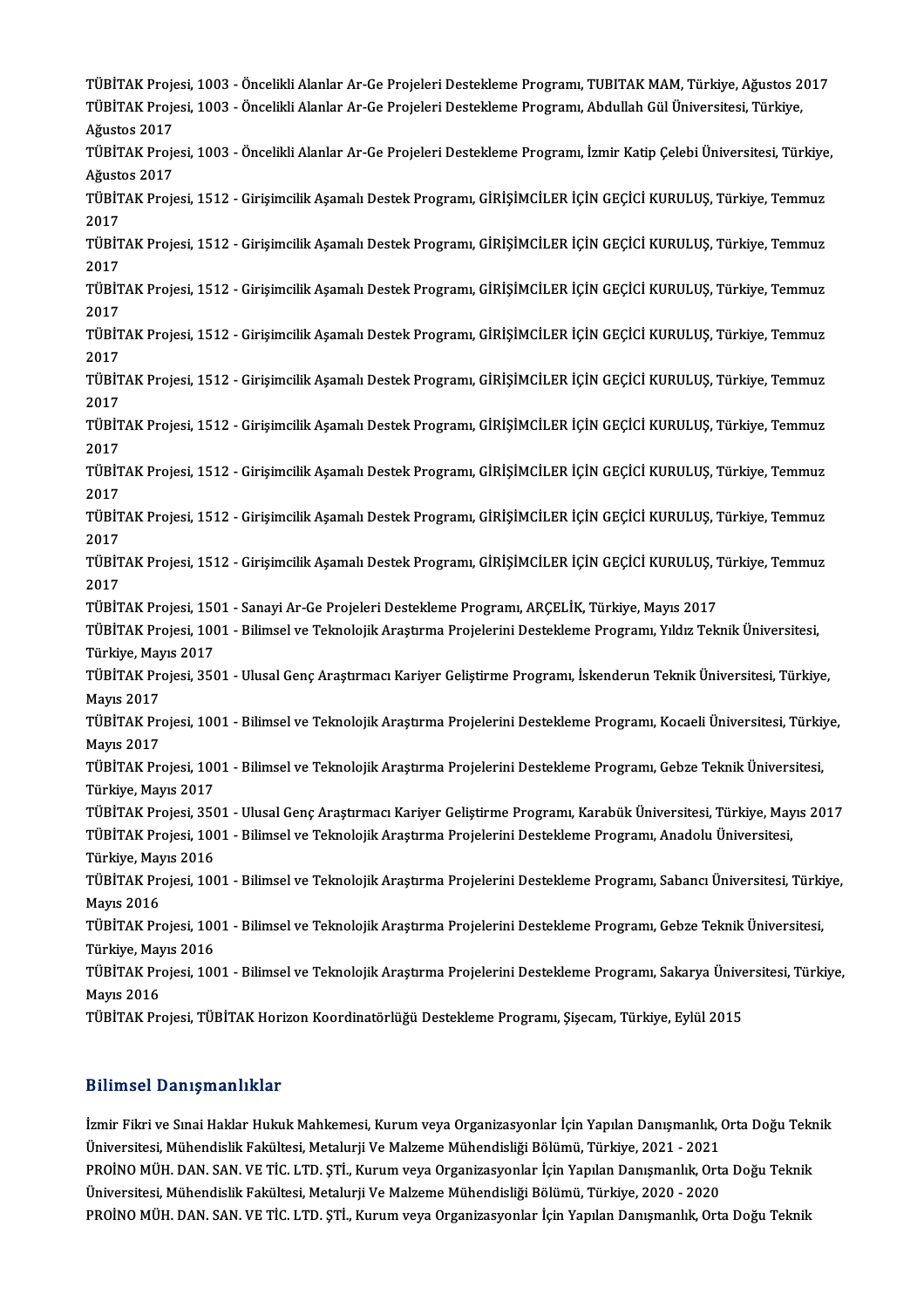TÜBİTAK Projesi, 1003 - Öncelikli Alanlar Ar-Ge Projeleri Destekleme Programı, TUBITAK MAM, Türkiye, Ağustos 2017

TÜBİTAK Projesi, 1003 - Öncelikli Alanlar Ar-Ge Projeleri Destekleme Programı, Abdullah Gül Üniversitesi, Türkiye, Ağustos 2017

TÜBİTAK Projesi, 1003 - Öncelikli Alanlar Ar-Ge Projeleri Destekleme Programı, İzmir Katip Çelebi Üniversitesi, Türkiye, Ağustos 2017

TÜBİTAK Projesi, 1512 - Girişimcilik Aşamalı Destek Programı, GİRİŞİMCİLER İÇİN GEÇİCİ KURULUŞ, Türkiye, Temmuz 2017

TÜBİTAK Projesi, 1512 - Girişimcilik Aşamalı Destek Programı, GİRİŞİMCİLER İÇİN GEÇİCİ KURULUŞ, Türkiye, Temmuz 2017

TÜBİTAK Projesi, 1512 - Girişimcilik Aşamalı Destek Programı, GİRİŞİMCİLER İÇİN GEÇİCİ KURULUŞ, Türkiye, Temmuz 2017

TÜBİTAK Projesi, 1512 - Girişimcilik Aşamalı Destek Programı, GİRİŞİMCİLER İÇİN GEÇİCİ KURULUŞ, Türkiye, Temmuz 2017

TÜBİTAK Projesi, 1512 - Girişimcilik Aşamalı Destek Programı, GİRİŞİMCİLER İÇİN GEÇİCİ KURULUŞ, Türkiye, Temmuz 2017

TÜBİTAK Projesi, 1512 - Girişimcilik Aşamalı Destek Programı, GİRİŞİMCİLER İÇİN GEÇİCİ KURULUŞ, Türkiye, Temmuz 2017

TÜBİTAK Projesi, 1512 - Girişimcilik Aşamalı Destek Programı, GİRİŞİMCİLER İÇİN GEÇİCİ KURULUŞ, Türkiye, Temmuz 2017

TÜBİTAK Projesi, 1512 - Girişimcilik Aşamalı Destek Programı, GİRİŞİMCİLER İÇİN GEÇİCİ KURULUŞ, Türkiye, Temmuz 2017

TÜBİTAK Projesi, 1512 - Girişimcilik Aşamalı Destek Programı, GİRİŞİMCİLER İÇİN GEÇİCİ KURULUŞ, Türkiye, Temmuz 2017

TÜBİTAK Projesi, 1501 - Sanayi Ar-Ge Projeleri Destekleme Programı, ARÇELİK, Türkiye, Mayıs 2017

TÜBİTAK Projesi, 1001 - Bilimsel ve Teknolojik Araştırma Projelerini Destekleme Programı, Yıldız Teknik Üniversitesi, Türkiye, Mayıs 2017

TÜBİTAK Projesi, 3501 - Ulusal Genç Araştırmacı Kariyer Geliştirme Programı, İskenderun Teknik Üniversitesi, Türkiye, Mayıs 2017

TÜBİTAK Projesi, 1001 - Bilimsel ve Teknolojik Araştırma Projelerini Destekleme Programı, Kocaeli Üniversitesi, Türkiye, Mayıs 2017

TÜBİTAK Projesi, 1001 - Bilimsel ve Teknolojik Araştırma Projelerini Destekleme Programı, Gebze Teknik Üniversitesi, Türkiye, Mayıs 2017

TÜBİTAK Projesi, 3501 - Ulusal Genç Araştırmacı Kariyer Geliştirme Programı, Karabük Üniversitesi, Türkiye, Mayıs 2017

TÜBİTAK Projesi, 1001 - Bilimsel ve Teknolojik Araştırma Projelerini Destekleme Programı, Anadolu Üniversitesi, Türkiye, Mayıs 2016

TÜBİTAK Projesi, 1001 - Bilimsel ve Teknolojik Araştırma Projelerini Destekleme Programı, Sabancı Üniversitesi, Türkiye, Mayıs 2016

TÜBİTAK Projesi, 1001 - Bilimsel ve Teknolojik Araştırma Projelerini Destekleme Programı, Gebze Teknik Üniversitesi, Türkiye, Mayıs 2016

TÜBİTAK Projesi, 1001 - Bilimsel ve Teknolojik Araştırma Projelerini Destekleme Programı, Sakarya Üniversitesi, Türkiye, Mayıs 2016

TÜBİTAK Projesi, TÜBİTAK Horizon Koordinatörlüğü Destekleme Programı, Şişecam, Türkiye, Eylül 2015

## Bilimsel Danışmanlıklar

İzmir Fikri ve Sınai Haklar Hukuk Mahkemesi, Kurum veya Organizasyonlar İçin Yapılan Danışmanlık, Orta Doğu Teknik Üniversitesi, Mühendislik Fakültesi, Metalurji Ve Malzeme Mühendisliği Bölümü, Türkiye, 2021 - 2021

PROİNO MÜH. DAN. SAN. VE TİC. LTD. ŞTİ., Kurum veya Organizasyonlar İçin Yapılan Danışmanlık, Orta Doğu Teknik Üniversitesi, Mühendislik Fakültesi, Metalurji Ve Malzeme Mühendisliği Bölümü, Türkiye, 2020 - 2020

PROİNO MÜH. DAN. SAN. VE TİC. LTD. ŞTİ., Kurum veya Organizasyonlar İçin Yapılan Danışmanlık, Orta Doğu Teknik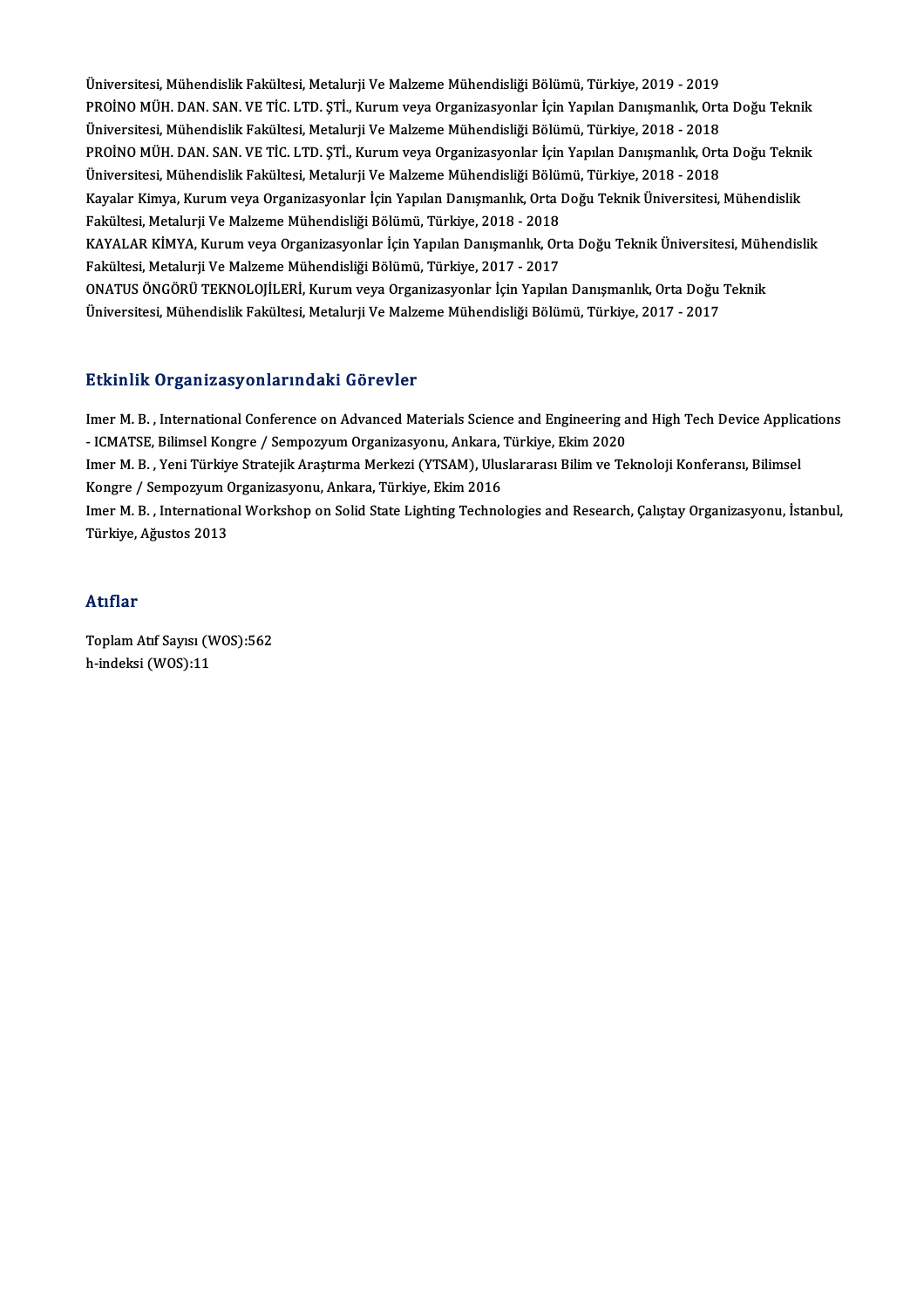Üniversitesi, Mühendislik Fakültesi, Metalurji Ve Malzeme Mühendisliği Bölümü, Türkiye, 2019 - 2019
PROİNO MÜH. DAN. SAN. VE TİC. LTD. ŞTİ., Kurum veya Organizasyonlar İçin Yapılan Danışmanlık, Orta Doğu Teknik Üniversitesi, Mühendislik Fakültesi, Metalurji Ve Malzeme Mühendisliği Bölümü, Türkiye, 2018 - 2018
PROİNO MÜH. DAN. SAN. VE TİC. LTD. ŞTİ., Kurum veya Organizasyonlar İçin Yapılan Danışmanlık, Orta Doğu Teknik Üniversitesi, Mühendislik Fakültesi, Metalurji Ve Malzeme Mühendisliği Bölümü, Türkiye, 2018 - 2018
Kayalar Kimya, Kurum veya Organizasyonlar İçin Yapılan Danışmanlık, Orta Doğu Teknik Üniversitesi, Mühendislik Fakültesi, Metalurji Ve Malzeme Mühendisliği Bölümü, Türkiye, 2018 - 2018
KAYALAR KİMYA, Kurum veya Organizasyonlar İçin Yapılan Danışmanlık, Orta Doğu Teknik Üniversitesi, Mühendislik Fakültesi, Metalurji Ve Malzeme Mühendisliği Bölümü, Türkiye, 2017 - 2017
ONATUS ÖNGÖRÜ TEKNOLOJİLERİ, Kurum veya Organizasyonlar İçin Yapılan Danışmanlık, Orta Doğu Teknik Üniversitesi, Mühendislik Fakültesi, Metalurji Ve Malzeme Mühendisliği Bölümü, Türkiye, 2017 - 2017

## Etkinlik Organizasyonlarındaki Görevler

Imer M. B. , International Conference on Advanced Materials Science and Engineering and High Tech Device Applications - ICMATSE, Bilimsel Kongre / Sempozyum Organizasyonu, Ankara, Türkiye, Ekim 2020
Imer M. B. , Yeni Türkiye Stratejik Araştırma Merkezi (YTSAM), Uluslararası Bilim ve Teknoloji Konferansı, Bilimsel Kongre / Sempozyum Organizasyonu, Ankara, Türkiye, Ekim 2016
Imer M. B. , International Workshop on Solid State Lighting Technologies and Research, Çalıştay Organizasyonu, İstanbul, Türkiye, Ağustos 2013

## Atıflar

Toplam Atıf Sayısı (WOS):562
h-indeksi (WOS):11